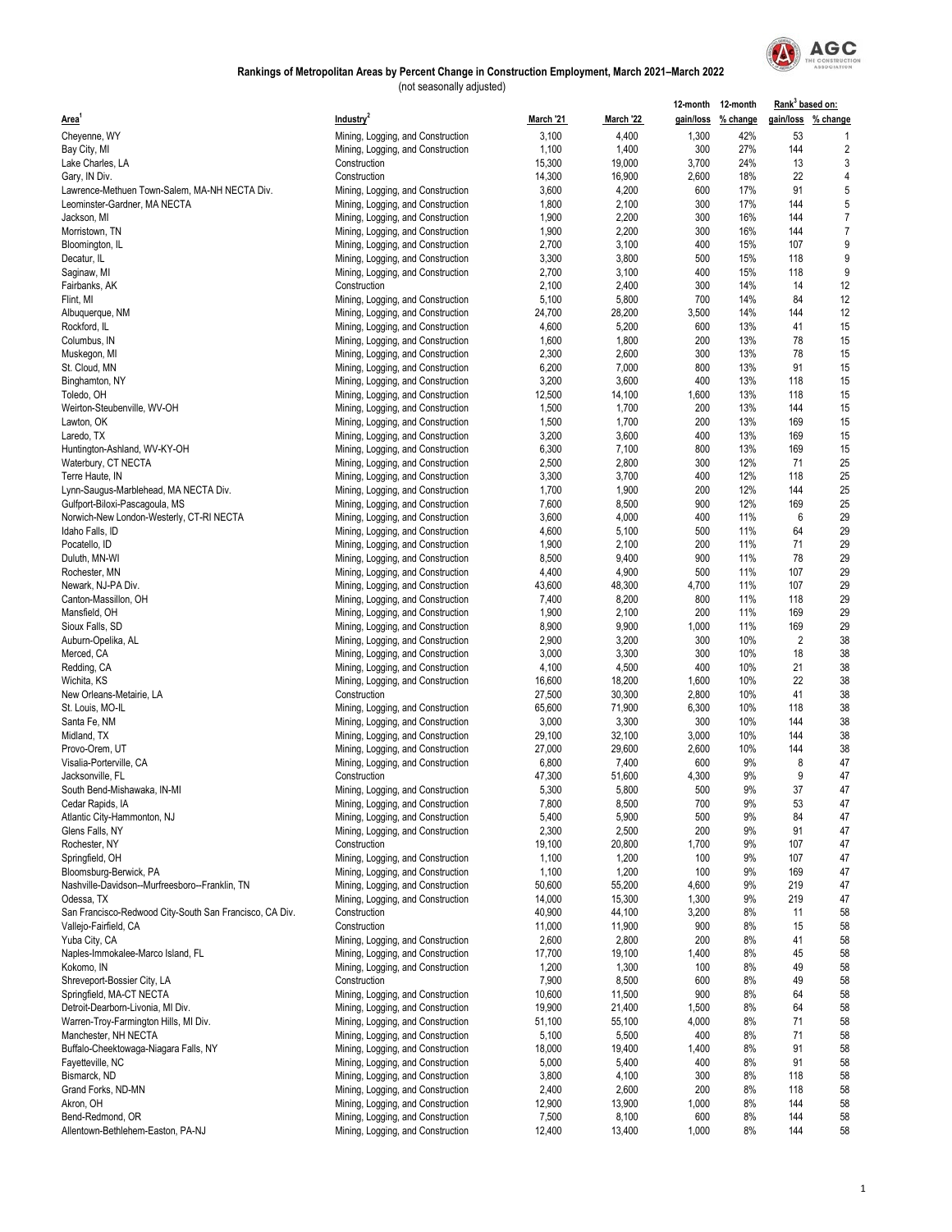## Rankings of Metropolitan Areas by Percent Change in Construction Employment, March 2021–March 2022

(not seasonally adjusted)

| Area[1] | Industry[2] | March '21 | March '22 | 12-month gain/loss | 12-month % change | Rank[3] based on: gain/loss | Rank[3] based on: % change |
|---|---|---|---|---|---|---|---|
| Cheyenne, WY | Mining, Logging, and Construction | 3,100 | 4,400 | 1,300 | 42% | 53 | 1 |
| Bay City, MI | Mining, Logging, and Construction | 1,100 | 1,400 | 300 | 27% | 144 | 2 |
| Lake Charles, LA | Construction | 15,300 | 19,000 | 3,700 | 24% | 13 | 3 |
| Gary, IN Div. | Construction | 14,300 | 16,900 | 2,600 | 18% | 22 | 4 |
| Lawrence-Methuen Town-Salem, MA-NH NECTA Div. | Mining, Logging, and Construction | 3,600 | 4,200 | 600 | 17% | 91 | 5 |
| Leominster-Gardner, MA NECTA | Mining, Logging, and Construction | 1,800 | 2,100 | 300 | 17% | 144 | 5 |
| Jackson, MI | Mining, Logging, and Construction | 1,900 | 2,200 | 300 | 16% | 144 | 7 |
| Morristown, TN | Mining, Logging, and Construction | 1,900 | 2,200 | 300 | 16% | 144 | 7 |
| Bloomington, IL | Mining, Logging, and Construction | 2,700 | 3,100 | 400 | 15% | 107 | 9 |
| Decatur, IL | Mining, Logging, and Construction | 3,300 | 3,800 | 500 | 15% | 118 | 9 |
| Saginaw, MI | Mining, Logging, and Construction | 2,700 | 3,100 | 400 | 15% | 118 | 9 |
| Fairbanks, AK | Construction | 2,100 | 2,400 | 300 | 14% | 14 | 12 |
| Flint, MI | Mining, Logging, and Construction | 5,100 | 5,800 | 700 | 14% | 84 | 12 |
| Albuquerque, NM | Mining, Logging, and Construction | 24,700 | 28,200 | 3,500 | 14% | 144 | 12 |
| Rockford, IL | Mining, Logging, and Construction | 4,600 | 5,200 | 600 | 13% | 41 | 15 |
| Columbus, IN | Mining, Logging, and Construction | 1,600 | 1,800 | 200 | 13% | 78 | 15 |
| Muskegon, MI | Mining, Logging, and Construction | 2,300 | 2,600 | 300 | 13% | 78 | 15 |
| St. Cloud, MN | Mining, Logging, and Construction | 6,200 | 7,000 | 800 | 13% | 91 | 15 |
| Binghamton, NY | Mining, Logging, and Construction | 3,200 | 3,600 | 400 | 13% | 118 | 15 |
| Toledo, OH | Mining, Logging, and Construction | 12,500 | 14,100 | 1,600 | 13% | 118 | 15 |
| Weirton-Steubenville, WV-OH | Mining, Logging, and Construction | 1,500 | 1,700 | 200 | 13% | 144 | 15 |
| Lawton, OK | Mining, Logging, and Construction | 1,500 | 1,700 | 200 | 13% | 169 | 15 |
| Laredo, TX | Mining, Logging, and Construction | 3,200 | 3,600 | 400 | 13% | 169 | 15 |
| Huntington-Ashland, WV-KY-OH | Mining, Logging, and Construction | 6,300 | 7,100 | 800 | 13% | 169 | 15 |
| Waterbury, CT NECTA | Mining, Logging, and Construction | 2,500 | 2,800 | 300 | 12% | 71 | 25 |
| Terre Haute, IN | Mining, Logging, and Construction | 3,300 | 3,700 | 400 | 12% | 118 | 25 |
| Lynn-Saugus-Marblehead, MA NECTA Div. | Mining, Logging, and Construction | 1,700 | 1,900 | 200 | 12% | 144 | 25 |
| Gulfport-Biloxi-Pascagoula, MS | Mining, Logging, and Construction | 7,600 | 8,500 | 900 | 12% | 169 | 25 |
| Norwich-New London-Westerly, CT-RI NECTA | Mining, Logging, and Construction | 3,600 | 4,000 | 400 | 11% | 6 | 29 |
| Idaho Falls, ID | Mining, Logging, and Construction | 4,600 | 5,100 | 500 | 11% | 64 | 29 |
| Pocatello, ID | Mining, Logging, and Construction | 1,900 | 2,100 | 200 | 11% | 71 | 29 |
| Duluth, MN-WI | Mining, Logging, and Construction | 8,500 | 9,400 | 900 | 11% | 78 | 29 |
| Rochester, MN | Mining, Logging, and Construction | 4,400 | 4,900 | 500 | 11% | 107 | 29 |
| Newark, NJ-PA Div. | Mining, Logging, and Construction | 43,600 | 48,300 | 4,700 | 11% | 107 | 29 |
| Canton-Massillon, OH | Mining, Logging, and Construction | 7,400 | 8,200 | 800 | 11% | 118 | 29 |
| Mansfield, OH | Mining, Logging, and Construction | 1,900 | 2,100 | 200 | 11% | 169 | 29 |
| Sioux Falls, SD | Mining, Logging, and Construction | 8,900 | 9,900 | 1,000 | 11% | 169 | 29 |
| Auburn-Opelika, AL | Mining, Logging, and Construction | 2,900 | 3,200 | 300 | 10% | 2 | 38 |
| Merced, CA | Mining, Logging, and Construction | 3,000 | 3,300 | 300 | 10% | 18 | 38 |
| Redding, CA | Mining, Logging, and Construction | 4,100 | 4,500 | 400 | 10% | 21 | 38 |
| Wichita, KS | Mining, Logging, and Construction | 16,600 | 18,200 | 1,600 | 10% | 22 | 38 |
| New Orleans-Metairie, LA | Construction | 27,500 | 30,300 | 2,800 | 10% | 41 | 38 |
| St. Louis, MO-IL | Mining, Logging, and Construction | 65,600 | 71,900 | 6,300 | 10% | 118 | 38 |
| Santa Fe, NM | Mining, Logging, and Construction | 3,000 | 3,300 | 300 | 10% | 144 | 38 |
| Midland, TX | Mining, Logging, and Construction | 29,100 | 32,100 | 3,000 | 10% | 144 | 38 |
| Provo-Orem, UT | Mining, Logging, and Construction | 27,000 | 29,600 | 2,600 | 10% | 144 | 38 |
| Visalia-Porterville, CA | Mining, Logging, and Construction | 6,800 | 7,400 | 600 | 9% | 8 | 47 |
| Jacksonville, FL | Construction | 47,300 | 51,600 | 4,300 | 9% | 9 | 47 |
| South Bend-Mishawaka, IN-MI | Mining, Logging, and Construction | 5,300 | 5,800 | 500 | 9% | 37 | 47 |
| Cedar Rapids, IA | Mining, Logging, and Construction | 7,800 | 8,500 | 700 | 9% | 53 | 47 |
| Atlantic City-Hammonton, NJ | Mining, Logging, and Construction | 5,400 | 5,900 | 500 | 9% | 84 | 47 |
| Glens Falls, NY | Mining, Logging, and Construction | 2,300 | 2,500 | 200 | 9% | 91 | 47 |
| Rochester, NY | Construction | 19,100 | 20,800 | 1,700 | 9% | 107 | 47 |
| Springfield, OH | Mining, Logging, and Construction | 1,100 | 1,200 | 100 | 9% | 107 | 47 |
| Bloomsburg-Berwick, PA | Mining, Logging, and Construction | 1,100 | 1,200 | 100 | 9% | 169 | 47 |
| Nashville-Davidson--Murfreesboro--Franklin, TN | Mining, Logging, and Construction | 50,600 | 55,200 | 4,600 | 9% | 219 | 47 |
| Odessa, TX | Mining, Logging, and Construction | 14,000 | 15,300 | 1,300 | 9% | 219 | 47 |
| San Francisco-Redwood City-South San Francisco, CA Div. | Construction | 40,900 | 44,100 | 3,200 | 8% | 11 | 58 |
| Vallejo-Fairfield, CA | Construction | 11,000 | 11,900 | 900 | 8% | 15 | 58 |
| Yuba City, CA | Mining, Logging, and Construction | 2,600 | 2,800 | 200 | 8% | 41 | 58 |
| Naples-Immokalee-Marco Island, FL | Mining, Logging, and Construction | 17,700 | 19,100 | 1,400 | 8% | 45 | 58 |
| Kokomo, IN | Mining, Logging, and Construction | 1,200 | 1,300 | 100 | 8% | 49 | 58 |
| Shreveport-Bossier City, LA | Construction | 7,900 | 8,500 | 600 | 8% | 49 | 58 |
| Springfield, MA-CT NECTA | Mining, Logging, and Construction | 10,600 | 11,500 | 900 | 8% | 64 | 58 |
| Detroit-Dearborn-Livonia, MI Div. | Mining, Logging, and Construction | 19,900 | 21,400 | 1,500 | 8% | 64 | 58 |
| Warren-Troy-Farmington Hills, MI Div. | Mining, Logging, and Construction | 51,100 | 55,100 | 4,000 | 8% | 71 | 58 |
| Manchester, NH NECTA | Mining, Logging, and Construction | 5,100 | 5,500 | 400 | 8% | 71 | 58 |
| Buffalo-Cheektowaga-Niagara Falls, NY | Mining, Logging, and Construction | 18,000 | 19,400 | 1,400 | 8% | 91 | 58 |
| Fayetteville, NC | Mining, Logging, and Construction | 5,000 | 5,400 | 400 | 8% | 91 | 58 |
| Bismarck, ND | Mining, Logging, and Construction | 3,800 | 4,100 | 300 | 8% | 118 | 58 |
| Grand Forks, ND-MN | Mining, Logging, and Construction | 2,400 | 2,600 | 200 | 8% | 118 | 58 |
| Akron, OH | Mining, Logging, and Construction | 12,900 | 13,900 | 1,000 | 8% | 144 | 58 |
| Bend-Redmond, OR | Mining, Logging, and Construction | 7,500 | 8,100 | 600 | 8% | 144 | 58 |
| Allentown-Bethlehem-Easton, PA-NJ | Mining, Logging, and Construction | 12,400 | 13,400 | 1,000 | 8% | 144 | 58 |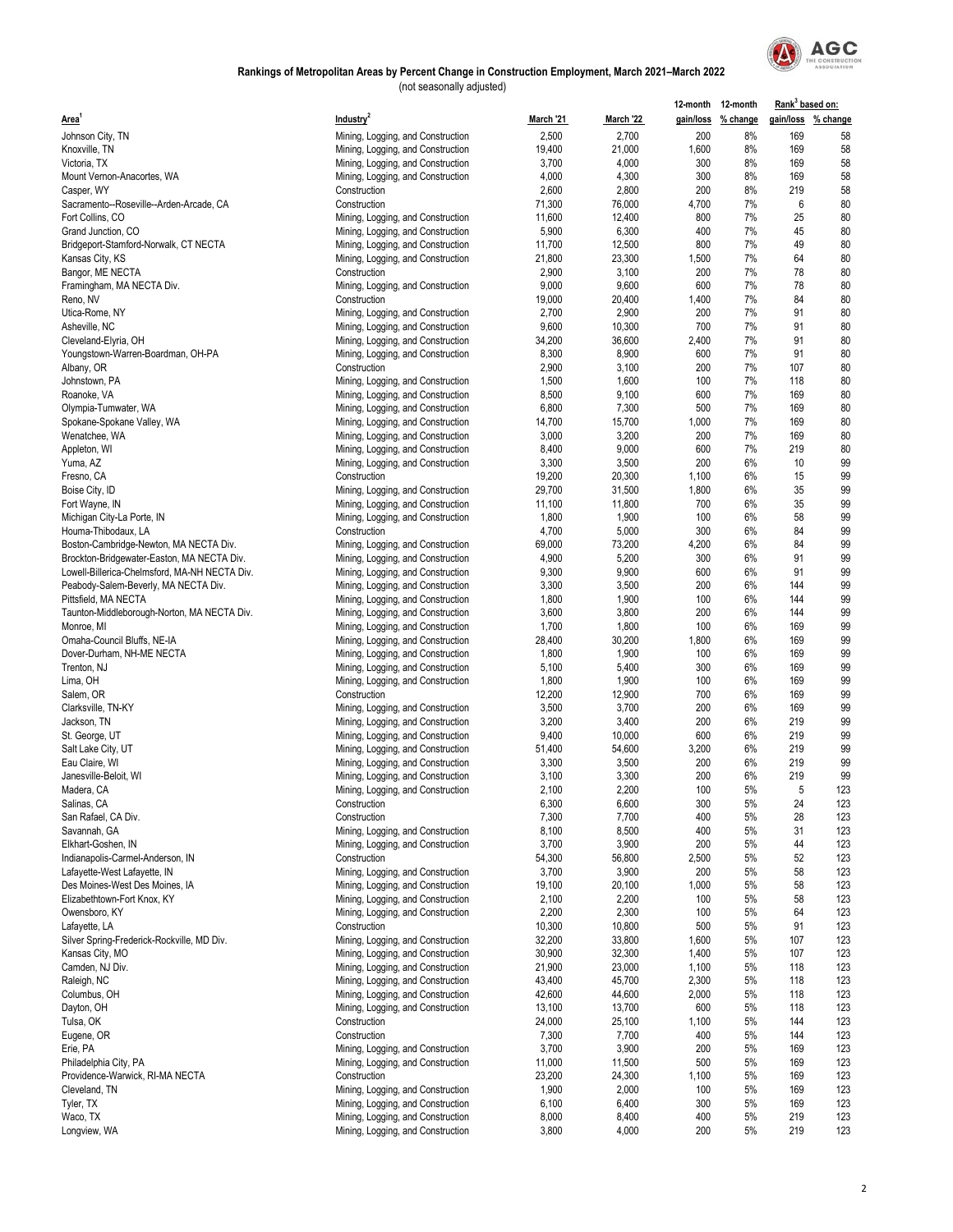### Rankings of Metropolitan Areas by Percent Change in Construction Employment, March 2021–March 2022

(not seasonally adjusted)

| Area[1] | Industry[2] | March '21 | March '22 | 12-month gain/loss | 12-month % change | Rank[3] based on: gain/loss | Rank[3] based on: % change |
|---|---|---|---|---|---|---|---|
| Johnson City, TN | Mining, Logging, and Construction | 2,500 | 2,700 | 200 | 8% | 169 | 58 |
| Knoxville, TN | Mining, Logging, and Construction | 19,400 | 21,000 | 1,600 | 8% | 169 | 58 |
| Victoria, TX | Mining, Logging, and Construction | 3,700 | 4,000 | 300 | 8% | 169 | 58 |
| Mount Vernon-Anacortes, WA | Mining, Logging, and Construction | 4,000 | 4,300 | 300 | 8% | 169 | 58 |
| Casper, WY | Construction | 2,600 | 2,800 | 200 | 8% | 219 | 58 |
| Sacramento--Roseville--Arden-Arcade, CA | Construction | 71,300 | 76,000 | 4,700 | 7% | 6 | 80 |
| Fort Collins, CO | Mining, Logging, and Construction | 11,600 | 12,400 | 800 | 7% | 25 | 80 |
| Grand Junction, CO | Mining, Logging, and Construction | 5,900 | 6,300 | 400 | 7% | 45 | 80 |
| Bridgeport-Stamford-Norwalk, CT NECTA | Mining, Logging, and Construction | 11,700 | 12,500 | 800 | 7% | 49 | 80 |
| Kansas City, KS | Mining, Logging, and Construction | 21,800 | 23,300 | 1,500 | 7% | 64 | 80 |
| Bangor, ME NECTA | Construction | 2,900 | 3,100 | 200 | 7% | 78 | 80 |
| Framingham, MA NECTA Div. | Mining, Logging, and Construction | 9,000 | 9,600 | 600 | 7% | 78 | 80 |
| Reno, NV | Construction | 19,000 | 20,400 | 1,400 | 7% | 84 | 80 |
| Utica-Rome, NY | Mining, Logging, and Construction | 2,700 | 2,900 | 200 | 7% | 91 | 80 |
| Asheville, NC | Mining, Logging, and Construction | 9,600 | 10,300 | 700 | 7% | 91 | 80 |
| Cleveland-Elyria, OH | Mining, Logging, and Construction | 34,200 | 36,600 | 2,400 | 7% | 91 | 80 |
| Youngstown-Warren-Boardman, OH-PA | Mining, Logging, and Construction | 8,300 | 8,900 | 600 | 7% | 91 | 80 |
| Albany, OR | Construction | 2,900 | 3,100 | 200 | 7% | 107 | 80 |
| Johnstown, PA | Mining, Logging, and Construction | 1,500 | 1,600 | 100 | 7% | 118 | 80 |
| Roanoke, VA | Mining, Logging, and Construction | 8,500 | 9,100 | 600 | 7% | 169 | 80 |
| Olympia-Tumwater, WA | Mining, Logging, and Construction | 6,800 | 7,300 | 500 | 7% | 169 | 80 |
| Spokane-Spokane Valley, WA | Mining, Logging, and Construction | 14,700 | 15,700 | 1,000 | 7% | 169 | 80 |
| Wenatchee, WA | Mining, Logging, and Construction | 3,000 | 3,200 | 200 | 7% | 169 | 80 |
| Appleton, WI | Mining, Logging, and Construction | 8,400 | 9,000 | 600 | 7% | 219 | 80 |
| Yuma, AZ | Mining, Logging, and Construction | 3,300 | 3,500 | 200 | 6% | 10 | 99 |
| Fresno, CA | Construction | 19,200 | 20,300 | 1,100 | 6% | 15 | 99 |
| Boise City, ID | Mining, Logging, and Construction | 29,700 | 31,500 | 1,800 | 6% | 35 | 99 |
| Fort Wayne, IN | Mining, Logging, and Construction | 11,100 | 11,800 | 700 | 6% | 35 | 99 |
| Michigan City-La Porte, IN | Mining, Logging, and Construction | 1,800 | 1,900 | 100 | 6% | 58 | 99 |
| Houma-Thibodaux, LA | Construction | 4,700 | 5,000 | 300 | 6% | 84 | 99 |
| Boston-Cambridge-Newton, MA NECTA Div. | Mining, Logging, and Construction | 69,000 | 73,200 | 4,200 | 6% | 84 | 99 |
| Brockton-Bridgewater-Easton, MA NECTA Div. | Mining, Logging, and Construction | 4,900 | 5,200 | 300 | 6% | 91 | 99 |
| Lowell-Billerica-Chelmsford, MA-NH NECTA Div. | Mining, Logging, and Construction | 9,300 | 9,900 | 600 | 6% | 91 | 99 |
| Peabody-Salem-Beverly, MA NECTA Div. | Mining, Logging, and Construction | 3,300 | 3,500 | 200 | 6% | 144 | 99 |
| Pittsfield, MA NECTA | Mining, Logging, and Construction | 1,800 | 1,900 | 100 | 6% | 144 | 99 |
| Taunton-Middleborough-Norton, MA NECTA Div. | Mining, Logging, and Construction | 3,600 | 3,800 | 200 | 6% | 144 | 99 |
| Monroe, MI | Mining, Logging, and Construction | 1,700 | 1,800 | 100 | 6% | 169 | 99 |
| Omaha-Council Bluffs, NE-IA | Mining, Logging, and Construction | 28,400 | 30,200 | 1,800 | 6% | 169 | 99 |
| Dover-Durham, NH-ME NECTA | Mining, Logging, and Construction | 1,800 | 1,900 | 100 | 6% | 169 | 99 |
| Trenton, NJ | Mining, Logging, and Construction | 5,100 | 5,400 | 300 | 6% | 169 | 99 |
| Lima, OH | Mining, Logging, and Construction | 1,800 | 1,900 | 100 | 6% | 169 | 99 |
| Salem, OR | Construction | 12,200 | 12,900 | 700 | 6% | 169 | 99 |
| Clarksville, TN-KY | Mining, Logging, and Construction | 3,500 | 3,700 | 200 | 6% | 169 | 99 |
| Jackson, TN | Mining, Logging, and Construction | 3,200 | 3,400 | 200 | 6% | 219 | 99 |
| St. George, UT | Mining, Logging, and Construction | 9,400 | 10,000 | 600 | 6% | 219 | 99 |
| Salt Lake City, UT | Mining, Logging, and Construction | 51,400 | 54,600 | 3,200 | 6% | 219 | 99 |
| Eau Claire, WI | Mining, Logging, and Construction | 3,300 | 3,500 | 200 | 6% | 219 | 99 |
| Janesville-Beloit, WI | Mining, Logging, and Construction | 3,100 | 3,300 | 200 | 6% | 219 | 99 |
| Madera, CA | Mining, Logging, and Construction | 2,100 | 2,200 | 100 | 5% | 5 | 123 |
| Salinas, CA | Construction | 6,300 | 6,600 | 300 | 5% | 24 | 123 |
| San Rafael, CA Div. | Construction | 7,300 | 7,700 | 400 | 5% | 28 | 123 |
| Savannah, GA | Mining, Logging, and Construction | 8,100 | 8,500 | 400 | 5% | 31 | 123 |
| Elkhart-Goshen, IN | Mining, Logging, and Construction | 3,700 | 3,900 | 200 | 5% | 44 | 123 |
| Indianapolis-Carmel-Anderson, IN | Construction | 54,300 | 56,800 | 2,500 | 5% | 52 | 123 |
| Lafayette-West Lafayette, IN | Mining, Logging, and Construction | 3,700 | 3,900 | 200 | 5% | 58 | 123 |
| Des Moines-West Des Moines, IA | Mining, Logging, and Construction | 19,100 | 20,100 | 1,000 | 5% | 58 | 123 |
| Elizabethtown-Fort Knox, KY | Mining, Logging, and Construction | 2,100 | 2,200 | 100 | 5% | 58 | 123 |
| Owensboro, KY | Mining, Logging, and Construction | 2,200 | 2,300 | 100 | 5% | 64 | 123 |
| Lafayette, LA | Construction | 10,300 | 10,800 | 500 | 5% | 91 | 123 |
| Silver Spring-Frederick-Rockville, MD Div. | Mining, Logging, and Construction | 32,200 | 33,800 | 1,600 | 5% | 107 | 123 |
| Kansas City, MO | Mining, Logging, and Construction | 30,900 | 32,300 | 1,400 | 5% | 107 | 123 |
| Camden, NJ Div. | Mining, Logging, and Construction | 21,900 | 23,000 | 1,100 | 5% | 118 | 123 |
| Raleigh, NC | Mining, Logging, and Construction | 43,400 | 45,700 | 2,300 | 5% | 118 | 123 |
| Columbus, OH | Mining, Logging, and Construction | 42,600 | 44,600 | 2,000 | 5% | 118 | 123 |
| Dayton, OH | Mining, Logging, and Construction | 13,100 | 13,700 | 600 | 5% | 118 | 123 |
| Tulsa, OK | Construction | 24,000 | 25,100 | 1,100 | 5% | 144 | 123 |
| Eugene, OR | Construction | 7,300 | 7,700 | 400 | 5% | 144 | 123 |
| Erie, PA | Mining, Logging, and Construction | 3,700 | 3,900 | 200 | 5% | 169 | 123 |
| Philadelphia City, PA | Mining, Logging, and Construction | 11,000 | 11,500 | 500 | 5% | 169 | 123 |
| Providence-Warwick, RI-MA NECTA | Construction | 23,200 | 24,300 | 1,100 | 5% | 169 | 123 |
| Cleveland, TN | Mining, Logging, and Construction | 1,900 | 2,000 | 100 | 5% | 169 | 123 |
| Tyler, TX | Mining, Logging, and Construction | 6,100 | 6,400 | 300 | 5% | 169 | 123 |
| Waco, TX | Mining, Logging, and Construction | 8,000 | 8,400 | 400 | 5% | 219 | 123 |
| Longview, WA | Mining, Logging, and Construction | 3,800 | 4,000 | 200 | 5% | 219 | 123 |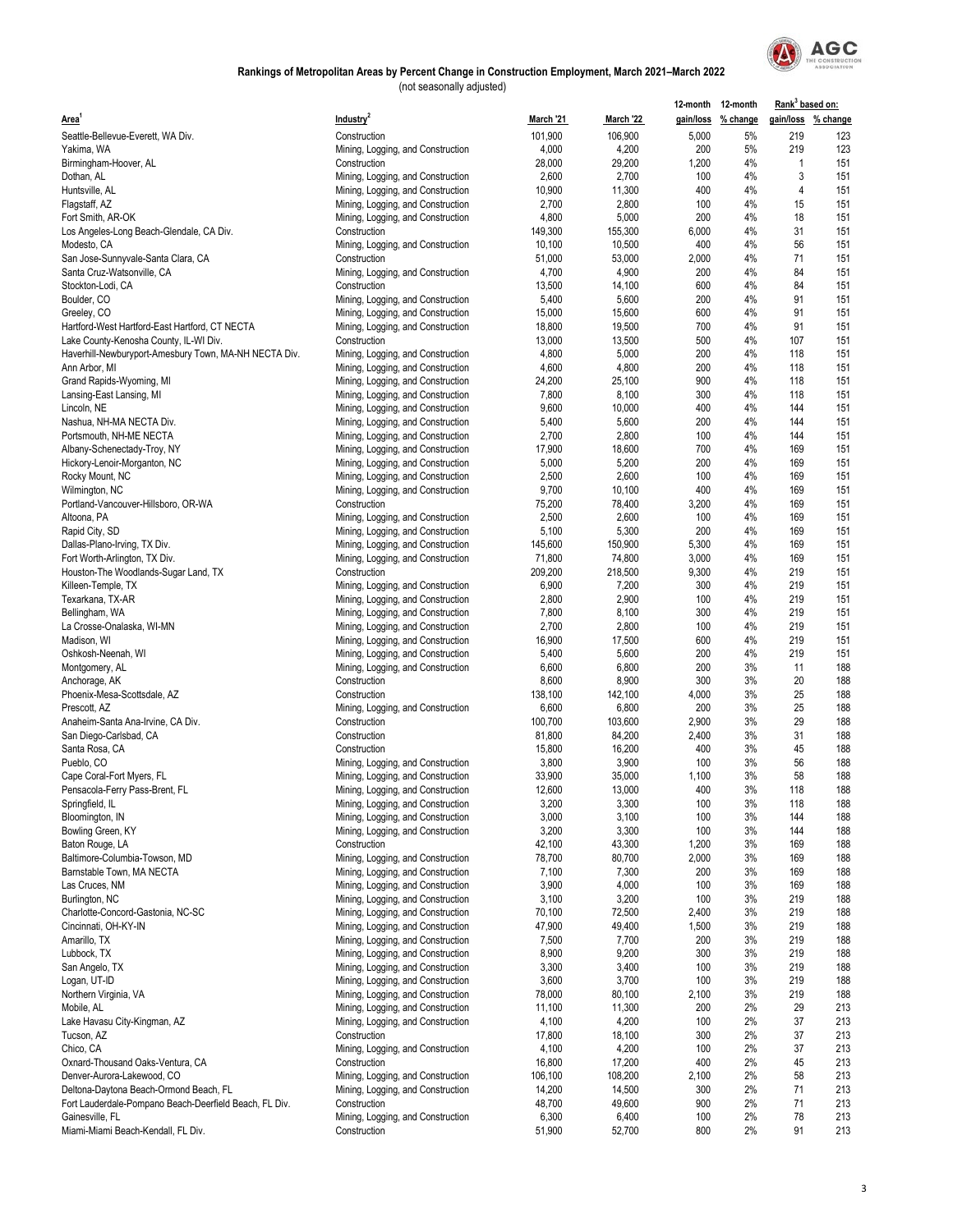## Rankings of Metropolitan Areas by Percent Change in Construction Employment, March 2021–March 2022

(not seasonally adjusted)

| Area[1] | Industry[2] | March '21 | March '22 | 12-month gain/loss | 12-month % change | Rank[3] based on: gain/loss | Rank[3] based on: % change |
|---|---|---|---|---|---|---|---|
| Seattle-Bellevue-Everett, WA Div. | Construction | 101,900 | 106,900 | 5,000 | 5% | 219 | 123 |
| Yakima, WA | Mining, Logging, and Construction | 4,000 | 4,200 | 200 | 5% | 219 | 123 |
| Birmingham-Hoover, AL | Construction | 28,000 | 29,200 | 1,200 | 4% | 1 | 151 |
| Dothan, AL | Mining, Logging, and Construction | 2,600 | 2,700 | 100 | 4% | 3 | 151 |
| Huntsville, AL | Mining, Logging, and Construction | 10,900 | 11,300 | 400 | 4% | 4 | 151 |
| Flagstaff, AZ | Mining, Logging, and Construction | 2,700 | 2,800 | 100 | 4% | 15 | 151 |
| Fort Smith, AR-OK | Mining, Logging, and Construction | 4,800 | 5,000 | 200 | 4% | 18 | 151 |
| Los Angeles-Long Beach-Glendale, CA Div. | Construction | 149,300 | 155,300 | 6,000 | 4% | 31 | 151 |
| Modesto, CA | Mining, Logging, and Construction | 10,100 | 10,500 | 400 | 4% | 56 | 151 |
| San Jose-Sunnyvale-Santa Clara, CA | Construction | 51,000 | 53,000 | 2,000 | 4% | 71 | 151 |
| Santa Cruz-Watsonville, CA | Mining, Logging, and Construction | 4,700 | 4,900 | 200 | 4% | 84 | 151 |
| Stockton-Lodi, CA | Construction | 13,500 | 14,100 | 600 | 4% | 84 | 151 |
| Boulder, CO | Mining, Logging, and Construction | 5,400 | 5,600 | 200 | 4% | 91 | 151 |
| Greeley, CO | Mining, Logging, and Construction | 15,000 | 15,600 | 600 | 4% | 91 | 151 |
| Hartford-West Hartford-East Hartford, CT NECTA | Mining, Logging, and Construction | 18,800 | 19,500 | 700 | 4% | 91 | 151 |
| Lake County-Kenosha County, IL-WI Div. | Construction | 13,000 | 13,500 | 500 | 4% | 107 | 151 |
| Haverhill-Newburyport-Amesbury Town, MA-NH NECTA Div. | Mining, Logging, and Construction | 4,800 | 5,000 | 200 | 4% | 118 | 151 |
| Ann Arbor, MI | Mining, Logging, and Construction | 4,600 | 4,800 | 200 | 4% | 118 | 151 |
| Grand Rapids-Wyoming, MI | Mining, Logging, and Construction | 24,200 | 25,100 | 900 | 4% | 118 | 151 |
| Lansing-East Lansing, MI | Mining, Logging, and Construction | 7,800 | 8,100 | 300 | 4% | 118 | 151 |
| Lincoln, NE | Mining, Logging, and Construction | 9,600 | 10,000 | 400 | 4% | 144 | 151 |
| Nashua, NH-MA NECTA Div. | Mining, Logging, and Construction | 5,400 | 5,600 | 200 | 4% | 144 | 151 |
| Portsmouth, NH-ME NECTA | Mining, Logging, and Construction | 2,700 | 2,800 | 100 | 4% | 144 | 151 |
| Albany-Schenectady-Troy, NY | Mining, Logging, and Construction | 17,900 | 18,600 | 700 | 4% | 169 | 151 |
| Hickory-Lenoir-Morganton, NC | Mining, Logging, and Construction | 5,000 | 5,200 | 200 | 4% | 169 | 151 |
| Rocky Mount, NC | Mining, Logging, and Construction | 2,500 | 2,600 | 100 | 4% | 169 | 151 |
| Wilmington, NC | Mining, Logging, and Construction | 9,700 | 10,100 | 400 | 4% | 169 | 151 |
| Portland-Vancouver-Hillsboro, OR-WA | Construction | 75,200 | 78,400 | 3,200 | 4% | 169 | 151 |
| Altoona, PA | Mining, Logging, and Construction | 2,500 | 2,600 | 100 | 4% | 169 | 151 |
| Rapid City, SD | Mining, Logging, and Construction | 5,100 | 5,300 | 200 | 4% | 169 | 151 |
| Dallas-Plano-Irving, TX Div. | Mining, Logging, and Construction | 145,600 | 150,900 | 5,300 | 4% | 169 | 151 |
| Fort Worth-Arlington, TX Div. | Mining, Logging, and Construction | 71,800 | 74,800 | 3,000 | 4% | 169 | 151 |
| Houston-The Woodlands-Sugar Land, TX | Construction | 209,200 | 218,500 | 9,300 | 4% | 219 | 151 |
| Killeen-Temple, TX | Mining, Logging, and Construction | 6,900 | 7,200 | 300 | 4% | 219 | 151 |
| Texarkana, TX-AR | Mining, Logging, and Construction | 2,800 | 2,900 | 100 | 4% | 219 | 151 |
| Bellingham, WA | Mining, Logging, and Construction | 7,800 | 8,100 | 300 | 4% | 219 | 151 |
| La Crosse-Onalaska, WI-MN | Mining, Logging, and Construction | 2,700 | 2,800 | 100 | 4% | 219 | 151 |
| Madison, WI | Mining, Logging, and Construction | 16,900 | 17,500 | 600 | 4% | 219 | 151 |
| Oshkosh-Neenah, WI | Mining, Logging, and Construction | 5,400 | 5,600 | 200 | 4% | 219 | 151 |
| Montgomery, AL | Mining, Logging, and Construction | 6,600 | 6,800 | 200 | 3% | 11 | 188 |
| Anchorage, AK | Construction | 8,600 | 8,900 | 300 | 3% | 20 | 188 |
| Phoenix-Mesa-Scottsdale, AZ | Construction | 138,100 | 142,100 | 4,000 | 3% | 25 | 188 |
| Prescott, AZ | Mining, Logging, and Construction | 6,600 | 6,800 | 200 | 3% | 25 | 188 |
| Anaheim-Santa Ana-Irvine, CA Div. | Construction | 100,700 | 103,600 | 2,900 | 3% | 29 | 188 |
| San Diego-Carlsbad, CA | Construction | 81,800 | 84,200 | 2,400 | 3% | 31 | 188 |
| Santa Rosa, CA | Construction | 15,800 | 16,200 | 400 | 3% | 45 | 188 |
| Pueblo, CO | Mining, Logging, and Construction | 3,800 | 3,900 | 100 | 3% | 56 | 188 |
| Cape Coral-Fort Myers, FL | Mining, Logging, and Construction | 33,900 | 35,000 | 1,100 | 3% | 58 | 188 |
| Pensacola-Ferry Pass-Brent, FL | Mining, Logging, and Construction | 12,600 | 13,000 | 400 | 3% | 118 | 188 |
| Springfield, IL | Mining, Logging, and Construction | 3,200 | 3,300 | 100 | 3% | 118 | 188 |
| Bloomington, IN | Mining, Logging, and Construction | 3,000 | 3,100 | 100 | 3% | 144 | 188 |
| Bowling Green, KY | Mining, Logging, and Construction | 3,200 | 3,300 | 100 | 3% | 144 | 188 |
| Baton Rouge, LA | Construction | 42,100 | 43,300 | 1,200 | 3% | 169 | 188 |
| Baltimore-Columbia-Towson, MD | Mining, Logging, and Construction | 78,700 | 80,700 | 2,000 | 3% | 169 | 188 |
| Barnstable Town, MA NECTA | Mining, Logging, and Construction | 7,100 | 7,300 | 200 | 3% | 169 | 188 |
| Las Cruces, NM | Mining, Logging, and Construction | 3,900 | 4,000 | 100 | 3% | 169 | 188 |
| Burlington, NC | Mining, Logging, and Construction | 3,100 | 3,200 | 100 | 3% | 219 | 188 |
| Charlotte-Concord-Gastonia, NC-SC | Mining, Logging, and Construction | 70,100 | 72,500 | 2,400 | 3% | 219 | 188 |
| Cincinnati, OH-KY-IN | Mining, Logging, and Construction | 47,900 | 49,400 | 1,500 | 3% | 219 | 188 |
| Amarillo, TX | Mining, Logging, and Construction | 7,500 | 7,700 | 200 | 3% | 219 | 188 |
| Lubbock, TX | Mining, Logging, and Construction | 8,900 | 9,200 | 300 | 3% | 219 | 188 |
| San Angelo, TX | Mining, Logging, and Construction | 3,300 | 3,400 | 100 | 3% | 219 | 188 |
| Logan, UT-ID | Mining, Logging, and Construction | 3,600 | 3,700 | 100 | 3% | 219 | 188 |
| Northern Virginia, VA | Mining, Logging, and Construction | 78,000 | 80,100 | 2,100 | 3% | 219 | 188 |
| Mobile, AL | Mining, Logging, and Construction | 11,100 | 11,300 | 200 | 2% | 29 | 213 |
| Lake Havasu City-Kingman, AZ | Mining, Logging, and Construction | 4,100 | 4,200 | 100 | 2% | 37 | 213 |
| Tucson, AZ | Construction | 17,800 | 18,100 | 300 | 2% | 37 | 213 |
| Chico, CA | Mining, Logging, and Construction | 4,100 | 4,200 | 100 | 2% | 37 | 213 |
| Oxnard-Thousand Oaks-Ventura, CA | Construction | 16,800 | 17,200 | 400 | 2% | 45 | 213 |
| Denver-Aurora-Lakewood, CO | Mining, Logging, and Construction | 106,100 | 108,200 | 2,100 | 2% | 58 | 213 |
| Deltona-Daytona Beach-Ormond Beach, FL | Mining, Logging, and Construction | 14,200 | 14,500 | 300 | 2% | 71 | 213 |
| Fort Lauderdale-Pompano Beach-Deerfield Beach, FL Div. | Construction | 48,700 | 49,600 | 900 | 2% | 71 | 213 |
| Gainesville, FL | Mining, Logging, and Construction | 6,300 | 6,400 | 100 | 2% | 78 | 213 |
| Miami-Miami Beach-Kendall, FL Div. | Construction | 51,900 | 52,700 | 800 | 2% | 91 | 213 |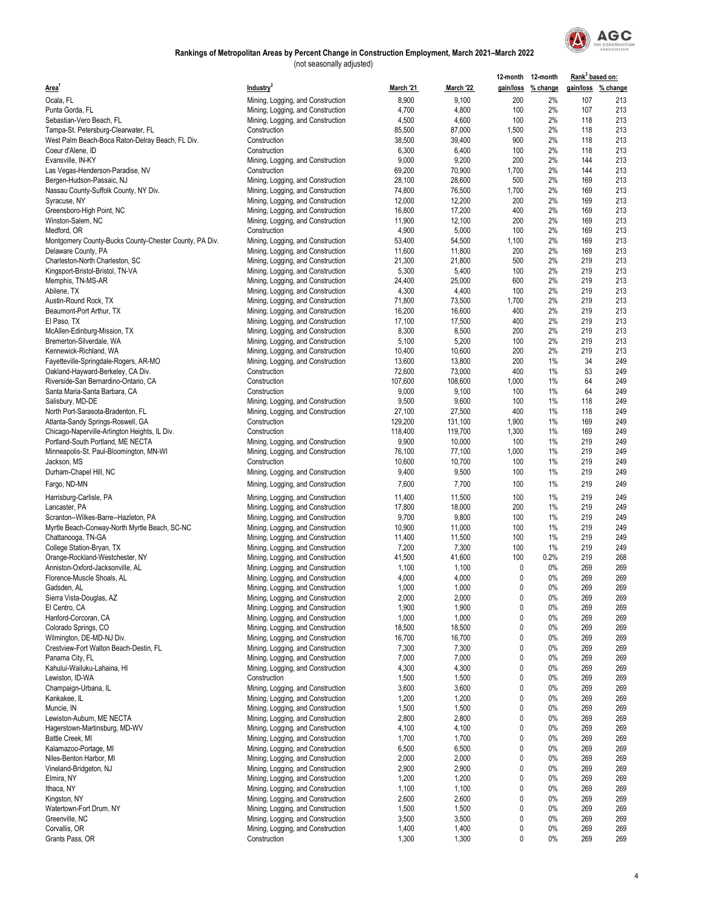**Rankings of Metropolitan Areas by Percent Change in Construction Employment, March 2021–March 2022**

(not seasonally adjusted)

| Area[1] | Industry[2] | March '21 | March '22 | 12-month gain/loss | 12-month % change | Rank[3] based on: gain/loss | Rank[3] based on: % change |
|---|---|---|---|---|---|---|---|
| Ocala, FL | Mining, Logging, and Construction | 8,900 | 9,100 | 200 | 2% | 107 | 213 |
| Punta Gorda, FL | Mining, Logging, and Construction | 4,700 | 4,800 | 100 | 2% | 107 | 213 |
| Sebastian-Vero Beach, FL | Mining, Logging, and Construction | 4,500 | 4,600 | 100 | 2% | 118 | 213 |
| Tampa-St. Petersburg-Clearwater, FL | Construction | 85,500 | 87,000 | 1,500 | 2% | 118 | 213 |
| West Palm Beach-Boca Raton-Delray Beach, FL Div. | Construction | 38,500 | 39,400 | 900 | 2% | 118 | 213 |
| Coeur d'Alene, ID | Construction | 6,300 | 6,400 | 100 | 2% | 118 | 213 |
| Evansville, IN-KY | Mining, Logging, and Construction | 9,000 | 9,200 | 200 | 2% | 144 | 213 |
| Las Vegas-Henderson-Paradise, NV | Construction | 69,200 | 70,900 | 1,700 | 2% | 144 | 213 |
| Bergen-Hudson-Passaic, NJ | Mining, Logging, and Construction | 28,100 | 28,600 | 500 | 2% | 169 | 213 |
| Nassau County-Suffolk County, NY Div. | Mining, Logging, and Construction | 74,800 | 76,500 | 1,700 | 2% | 169 | 213 |
| Syracuse, NY | Mining, Logging, and Construction | 12,000 | 12,200 | 200 | 2% | 169 | 213 |
| Greensboro-High Point, NC | Mining, Logging, and Construction | 16,800 | 17,200 | 400 | 2% | 169 | 213 |
| Winston-Salem, NC | Mining, Logging, and Construction | 11,900 | 12,100 | 200 | 2% | 169 | 213 |
| Medford, OR | Construction | 4,900 | 5,000 | 100 | 2% | 169 | 213 |
| Montgomery County-Bucks County-Chester County, PA Div. | Mining, Logging, and Construction | 53,400 | 54,500 | 1,100 | 2% | 169 | 213 |
| Delaware County, PA | Mining, Logging, and Construction | 11,600 | 11,800 | 200 | 2% | 169 | 213 |
| Charleston-North Charleston, SC | Mining, Logging, and Construction | 21,300 | 21,800 | 500 | 2% | 219 | 213 |
| Kingsport-Bristol-Bristol, TN-VA | Mining, Logging, and Construction | 5,300 | 5,400 | 100 | 2% | 219 | 213 |
| Memphis, TN-MS-AR | Mining, Logging, and Construction | 24,400 | 25,000 | 600 | 2% | 219 | 213 |
| Abilene, TX | Mining, Logging, and Construction | 4,300 | 4,400 | 100 | 2% | 219 | 213 |
| Austin-Round Rock, TX | Mining, Logging, and Construction | 71,800 | 73,500 | 1,700 | 2% | 219 | 213 |
| Beaumont-Port Arthur, TX | Mining, Logging, and Construction | 16,200 | 16,600 | 400 | 2% | 219 | 213 |
| El Paso, TX | Mining, Logging, and Construction | 17,100 | 17,500 | 400 | 2% | 219 | 213 |
| McAllen-Edinburg-Mission, TX | Mining, Logging, and Construction | 8,300 | 8,500 | 200 | 2% | 219 | 213 |
| Bremerton-Silverdale, WA | Mining, Logging, and Construction | 5,100 | 5,200 | 100 | 2% | 219 | 213 |
| Kennewick-Richland, WA | Mining, Logging, and Construction | 10,400 | 10,600 | 200 | 2% | 219 | 213 |
| Fayetteville-Springdale-Rogers, AR-MO | Mining, Logging, and Construction | 13,600 | 13,800 | 200 | 1% | 34 | 249 |
| Oakland-Hayward-Berkeley, CA Div. | Construction | 72,600 | 73,000 | 400 | 1% | 53 | 249 |
| Riverside-San Bernardino-Ontario, CA | Construction | 107,600 | 108,600 | 1,000 | 1% | 64 | 249 |
| Santa Maria-Santa Barbara, CA | Construction | 9,000 | 9,100 | 100 | 1% | 64 | 249 |
| Salisbury, MD-DE | Mining, Logging, and Construction | 9,500 | 9,600 | 100 | 1% | 118 | 249 |
| North Port-Sarasota-Bradenton, FL | Mining, Logging, and Construction | 27,100 | 27,500 | 400 | 1% | 118 | 249 |
| Atlanta-Sandy Springs-Roswell, GA | Construction | 129,200 | 131,100 | 1,900 | 1% | 169 | 249 |
| Chicago-Naperville-Arlington Heights, IL Div. | Construction | 118,400 | 119,700 | 1,300 | 1% | 169 | 249 |
| Portland-South Portland, ME NECTA | Mining, Logging, and Construction | 9,900 | 10,000 | 100 | 1% | 219 | 249 |
| Minneapolis-St. Paul-Bloomington, MN-WI | Mining, Logging, and Construction | 76,100 | 77,100 | 1,000 | 1% | 219 | 249 |
| Jackson, MS | Construction | 10,600 | 10,700 | 100 | 1% | 219 | 249 |
| Durham-Chapel Hill, NC | Mining, Logging, and Construction | 9,400 | 9,500 | 100 | 1% | 219 | 249 |
| Fargo, ND-MN | Mining, Logging, and Construction | 7,600 | 7,700 | 100 | 1% | 219 | 249 |
| Harrisburg-Carlisle, PA | Mining, Logging, and Construction | 11,400 | 11,500 | 100 | 1% | 219 | 249 |
| Lancaster, PA | Mining, Logging, and Construction | 17,800 | 18,000 | 200 | 1% | 219 | 249 |
| Scranton--Wilkes-Barre--Hazleton, PA | Mining, Logging, and Construction | 9,700 | 9,800 | 100 | 1% | 219 | 249 |
| Myrtle Beach-Conway-North Myrtle Beach, SC-NC | Mining, Logging, and Construction | 10,900 | 11,000 | 100 | 1% | 219 | 249 |
| Chattanooga, TN-GA | Mining, Logging, and Construction | 11,400 | 11,500 | 100 | 1% | 219 | 249 |
| College Station-Bryan, TX | Mining, Logging, and Construction | 7,200 | 7,300 | 100 | 1% | 219 | 249 |
| Orange-Rockland-Westchester, NY | Mining, Logging, and Construction | 41,500 | 41,600 | 100 | 0.2% | 219 | 268 |
| Anniston-Oxford-Jacksonville, AL | Mining, Logging, and Construction | 1,100 | 1,100 | 0 | 0% | 269 | 269 |
| Florence-Muscle Shoals, AL | Mining, Logging, and Construction | 4,000 | 4,000 | 0 | 0% | 269 | 269 |
| Gadsden, AL | Mining, Logging, and Construction | 1,000 | 1,000 | 0 | 0% | 269 | 269 |
| Sierra Vista-Douglas, AZ | Mining, Logging, and Construction | 2,000 | 2,000 | 0 | 0% | 269 | 269 |
| El Centro, CA | Mining, Logging, and Construction | 1,900 | 1,900 | 0 | 0% | 269 | 269 |
| Hanford-Corcoran, CA | Mining, Logging, and Construction | 1,000 | 1,000 | 0 | 0% | 269 | 269 |
| Colorado Springs, CO | Mining, Logging, and Construction | 18,500 | 18,500 | 0 | 0% | 269 | 269 |
| Wilmington, DE-MD-NJ Div. | Mining, Logging, and Construction | 16,700 | 16,700 | 0 | 0% | 269 | 269 |
| Crestview-Fort Walton Beach-Destin, FL | Mining, Logging, and Construction | 7,300 | 7,300 | 0 | 0% | 269 | 269 |
| Panama City, FL | Mining, Logging, and Construction | 7,000 | 7,000 | 0 | 0% | 269 | 269 |
| Kahului-Wailuku-Lahaina, HI | Mining, Logging, and Construction | 4,300 | 4,300 | 0 | 0% | 269 | 269 |
| Lewiston, ID-WA | Construction | 1,500 | 1,500 | 0 | 0% | 269 | 269 |
| Champaign-Urbana, IL | Mining, Logging, and Construction | 3,600 | 3,600 | 0 | 0% | 269 | 269 |
| Kankakee, IL | Mining, Logging, and Construction | 1,200 | 1,200 | 0 | 0% | 269 | 269 |
| Muncie, IN | Mining, Logging, and Construction | 1,500 | 1,500 | 0 | 0% | 269 | 269 |
| Lewiston-Auburn, ME NECTA | Mining, Logging, and Construction | 2,800 | 2,800 | 0 | 0% | 269 | 269 |
| Hagerstown-Martinsburg, MD-WV | Mining, Logging, and Construction | 4,100 | 4,100 | 0 | 0% | 269 | 269 |
| Battle Creek, MI | Mining, Logging, and Construction | 1,700 | 1,700 | 0 | 0% | 269 | 269 |
| Kalamazoo-Portage, MI | Mining, Logging, and Construction | 6,500 | 6,500 | 0 | 0% | 269 | 269 |
| Niles-Benton Harbor, MI | Mining, Logging, and Construction | 2,000 | 2,000 | 0 | 0% | 269 | 269 |
| Vineland-Bridgeton, NJ | Mining, Logging, and Construction | 2,900 | 2,900 | 0 | 0% | 269 | 269 |
| Elmira, NY | Mining, Logging, and Construction | 1,200 | 1,200 | 0 | 0% | 269 | 269 |
| Ithaca, NY | Mining, Logging, and Construction | 1,100 | 1,100 | 0 | 0% | 269 | 269 |
| Kingston, NY | Mining, Logging, and Construction | 2,600 | 2,600 | 0 | 0% | 269 | 269 |
| Watertown-Fort Drum, NY | Mining, Logging, and Construction | 1,500 | 1,500 | 0 | 0% | 269 | 269 |
| Greenville, NC | Mining, Logging, and Construction | 3,500 | 3,500 | 0 | 0% | 269 | 269 |
| Corvallis, OR | Mining, Logging, and Construction | 1,400 | 1,400 | 0 | 0% | 269 | 269 |
| Grants Pass, OR | Construction | 1,300 | 1,300 | 0 | 0% | 269 | 269 |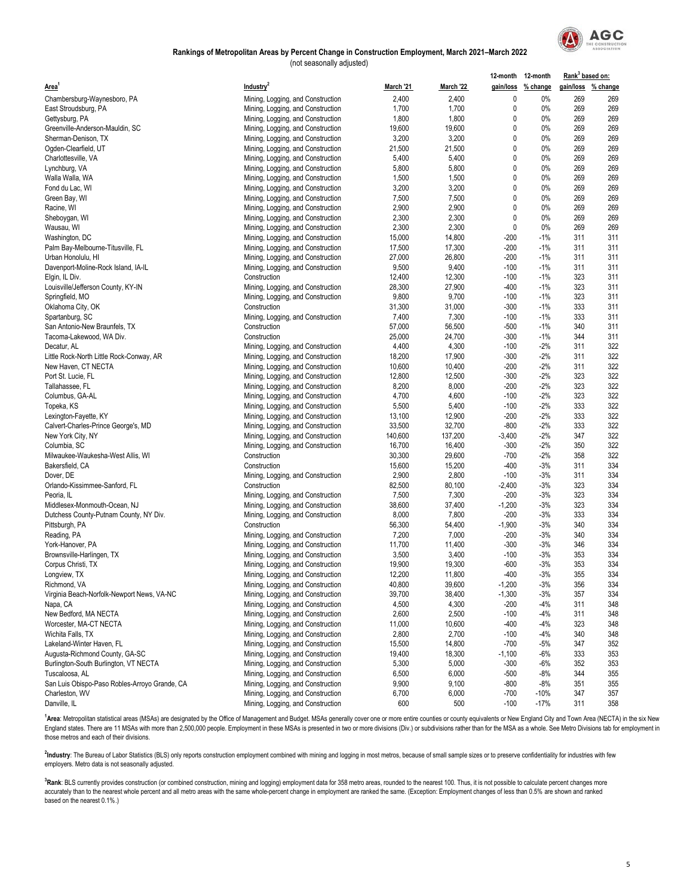## Rankings of Metropolitan Areas by Percent Change in Construction Employment, March 2021–March 2022

(not seasonally adjusted)

| Area[1] | Industry[2] | March '21 | March '22 | 12-month gain/loss | 12-month % change | Rank[3] based on: gain/loss | Rank[3] based on: % change |
|---|---|---|---|---|---|---|---|
| Chambersburg-Waynesboro, PA | Mining, Logging, and Construction | 2,400 | 2,400 | 0 | 0% | 269 | 269 |
| East Stroudsburg, PA | Mining, Logging, and Construction | 1,700 | 1,700 | 0 | 0% | 269 | 269 |
| Gettysburg, PA | Mining, Logging, and Construction | 1,800 | 1,800 | 0 | 0% | 269 | 269 |
| Greenville-Anderson-Mauldin, SC | Mining, Logging, and Construction | 19,600 | 19,600 | 0 | 0% | 269 | 269 |
| Sherman-Denison, TX | Mining, Logging, and Construction | 3,200 | 3,200 | 0 | 0% | 269 | 269 |
| Ogden-Clearfield, UT | Mining, Logging, and Construction | 21,500 | 21,500 | 0 | 0% | 269 | 269 |
| Charlottesville, VA | Mining, Logging, and Construction | 5,400 | 5,400 | 0 | 0% | 269 | 269 |
| Lynchburg, VA | Mining, Logging, and Construction | 5,800 | 5,800 | 0 | 0% | 269 | 269 |
| Walla Walla, WA | Mining, Logging, and Construction | 1,500 | 1,500 | 0 | 0% | 269 | 269 |
| Fond du Lac, WI | Mining, Logging, and Construction | 3,200 | 3,200 | 0 | 0% | 269 | 269 |
| Green Bay, WI | Mining, Logging, and Construction | 7,500 | 7,500 | 0 | 0% | 269 | 269 |
| Racine, WI | Mining, Logging, and Construction | 2,900 | 2,900 | 0 | 0% | 269 | 269 |
| Sheboygan, WI | Mining, Logging, and Construction | 2,300 | 2,300 | 0 | 0% | 269 | 269 |
| Wausau, WI | Mining, Logging, and Construction | 2,300 | 2,300 | 0 | 0% | 269 | 269 |
| Washington, DC | Mining, Logging, and Construction | 15,000 | 14,800 | -200 | -1% | 311 | 311 |
| Palm Bay-Melbourne-Titusville, FL | Mining, Logging, and Construction | 17,500 | 17,300 | -200 | -1% | 311 | 311 |
| Urban Honolulu, HI | Mining, Logging, and Construction | 27,000 | 26,800 | -200 | -1% | 311 | 311 |
| Davenport-Moline-Rock Island, IA-IL | Mining, Logging, and Construction | 9,500 | 9,400 | -100 | -1% | 311 | 311 |
| Elgin, IL Div. | Construction | 12,400 | 12,300 | -100 | -1% | 323 | 311 |
| Louisville/Jefferson County, KY-IN | Mining, Logging, and Construction | 28,300 | 27,900 | -400 | -1% | 323 | 311 |
| Springfield, MO | Mining, Logging, and Construction | 9,800 | 9,700 | -100 | -1% | 323 | 311 |
| Oklahoma City, OK | Construction | 31,300 | 31,000 | -300 | -1% | 333 | 311 |
| Spartanburg, SC | Mining, Logging, and Construction | 7,400 | 7,300 | -100 | -1% | 333 | 311 |
| San Antonio-New Braunfels, TX | Construction | 57,000 | 56,500 | -500 | -1% | 340 | 311 |
| Tacoma-Lakewood, WA Div. | Construction | 25,000 | 24,700 | -300 | -1% | 344 | 311 |
| Decatur, AL | Mining, Logging, and Construction | 4,400 | 4,300 | -100 | -2% | 311 | 322 |
| Little Rock-North Little Rock-Conway, AR | Mining, Logging, and Construction | 18,200 | 17,900 | -300 | -2% | 311 | 322 |
| New Haven, CT NECTA | Mining, Logging, and Construction | 10,600 | 10,400 | -200 | -2% | 311 | 322 |
| Port St. Lucie, FL | Mining, Logging, and Construction | 12,800 | 12,500 | -300 | -2% | 323 | 322 |
| Tallahassee, FL | Mining, Logging, and Construction | 8,200 | 8,000 | -200 | -2% | 323 | 322 |
| Columbus, GA-AL | Mining, Logging, and Construction | 4,700 | 4,600 | -100 | -2% | 323 | 322 |
| Topeka, KS | Mining, Logging, and Construction | 5,500 | 5,400 | -100 | -2% | 333 | 322 |
| Lexington-Fayette, KY | Mining, Logging, and Construction | 13,100 | 12,900 | -200 | -2% | 333 | 322 |
| Calvert-Charles-Prince George's, MD | Mining, Logging, and Construction | 33,500 | 32,700 | -800 | -2% | 333 | 322 |
| New York City, NY | Mining, Logging, and Construction | 140,600 | 137,200 | -3,400 | -2% | 347 | 322 |
| Columbia, SC | Mining, Logging, and Construction | 16,700 | 16,400 | -300 | -2% | 350 | 322 |
| Milwaukee-Waukesha-West Allis, WI | Construction | 30,300 | 29,600 | -700 | -2% | 358 | 322 |
| Bakersfield, CA | Construction | 15,600 | 15,200 | -400 | -3% | 311 | 334 |
| Dover, DE | Mining, Logging, and Construction | 2,900 | 2,800 | -100 | -3% | 311 | 334 |
| Orlando-Kissimmee-Sanford, FL | Construction | 82,500 | 80,100 | -2,400 | -3% | 323 | 334 |
| Peoria, IL | Mining, Logging, and Construction | 7,500 | 7,300 | -200 | -3% | 323 | 334 |
| Middlesex-Monmouth-Ocean, NJ | Mining, Logging, and Construction | 38,600 | 37,400 | -1,200 | -3% | 323 | 334 |
| Dutchess County-Putnam County, NY Div. | Mining, Logging, and Construction | 8,000 | 7,800 | -200 | -3% | 333 | 334 |
| Pittsburgh, PA | Construction | 56,300 | 54,400 | -1,900 | -3% | 340 | 334 |
| Reading, PA | Mining, Logging, and Construction | 7,200 | 7,000 | -200 | -3% | 340 | 334 |
| York-Hanover, PA | Mining, Logging, and Construction | 11,700 | 11,400 | -300 | -3% | 346 | 334 |
| Brownsville-Harlingen, TX | Mining, Logging, and Construction | 3,500 | 3,400 | -100 | -3% | 353 | 334 |
| Corpus Christi, TX | Mining, Logging, and Construction | 19,900 | 19,300 | -600 | -3% | 353 | 334 |
| Longview, TX | Mining, Logging, and Construction | 12,200 | 11,800 | -400 | -3% | 355 | 334 |
| Richmond, VA | Mining, Logging, and Construction | 40,800 | 39,600 | -1,200 | -3% | 356 | 334 |
| Virginia Beach-Norfolk-Newport News, VA-NC | Mining, Logging, and Construction | 39,700 | 38,400 | -1,300 | -3% | 357 | 334 |
| Napa, CA | Mining, Logging, and Construction | 4,500 | 4,300 | -200 | -4% | 311 | 348 |
| New Bedford, MA NECTA | Mining, Logging, and Construction | 2,600 | 2,500 | -100 | -4% | 311 | 348 |
| Worcester, MA-CT NECTA | Mining, Logging, and Construction | 11,000 | 10,600 | -400 | -4% | 323 | 348 |
| Wichita Falls, TX | Mining, Logging, and Construction | 2,800 | 2,700 | -100 | -4% | 340 | 348 |
| Lakeland-Winter Haven, FL | Mining, Logging, and Construction | 15,500 | 14,800 | -700 | -5% | 347 | 352 |
| Augusta-Richmond County, GA-SC | Mining, Logging, and Construction | 19,400 | 18,300 | -1,100 | -6% | 333 | 353 |
| Burlington-South Burlington, VT NECTA | Mining, Logging, and Construction | 5,300 | 5,000 | -300 | -6% | 352 | 353 |
| Tuscaloosa, AL | Mining, Logging, and Construction | 6,500 | 6,000 | -500 | -8% | 344 | 355 |
| San Luis Obispo-Paso Robles-Arroyo Grande, CA | Mining, Logging, and Construction | 9,900 | 9,100 | -800 | -8% | 351 | 355 |
| Charleston, WV | Mining, Logging, and Construction | 6,700 | 6,000 | -700 | -10% | 347 | 357 |
| Danville, IL | Mining, Logging, and Construction | 600 | 500 | -100 | -17% | 311 | 358 |

[1]**Area**: Metropolitan statistical areas (MSAs) are designated by the Office of Management and Budget. MSAs generally cover one or more entire counties or county equivalents or New England City and Town Area (NECTA) in the six New England states. There are 11 MSAs with more than 2,500,000 people. Employment in these MSAs is presented in two or more divisions (Div.) or subdivisions rather than for the MSA as a whole. See Metro Divisions tab for employment in those metros and each of their divisions.

[2]**Industry**: The Bureau of Labor Statistics (BLS) only reports construction employment combined with mining and logging in most metros, because of small sample sizes or to preserve confidentiality for industries with few employers. Metro data is not seasonally adjusted.

[3]**Rank**: BLS currently provides construction (or combined construction, mining and logging) employment data for 358 metro areas, rounded to the nearest 100. Thus, it is not possible to calculate percent changes more accurately than to the nearest whole percent and all metro areas with the same whole-percent change in employment are ranked the same. (Exception: Employment changes of less than 0.5% are shown and ranked based on the nearest 0.1%.)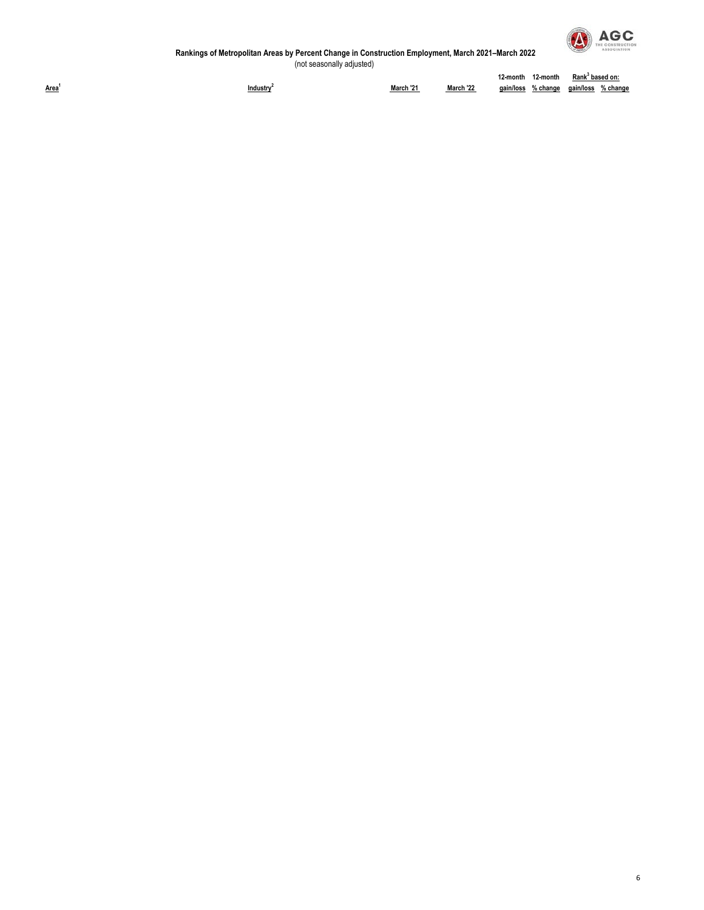**Rankings of Metropolitan Areas by Percent Change in Construction Employment, March 2021–March 2022**

(not seasonally adjusted)

| Area[1] | Industry[2] | March '21 | March '22 | 12-month gain/loss | 12-month % change | Rank[3] based on: gain/loss | % change |
|---|---|---|---|---|---|---|---|